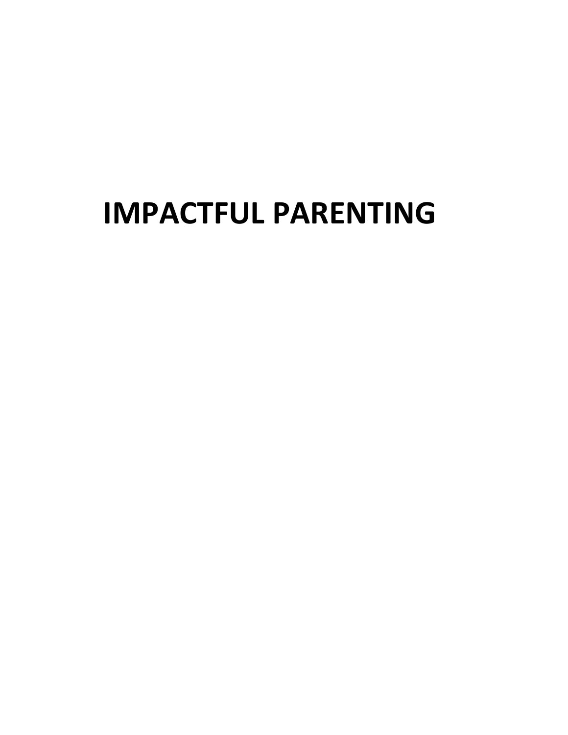# IMPACTFUL PARENTING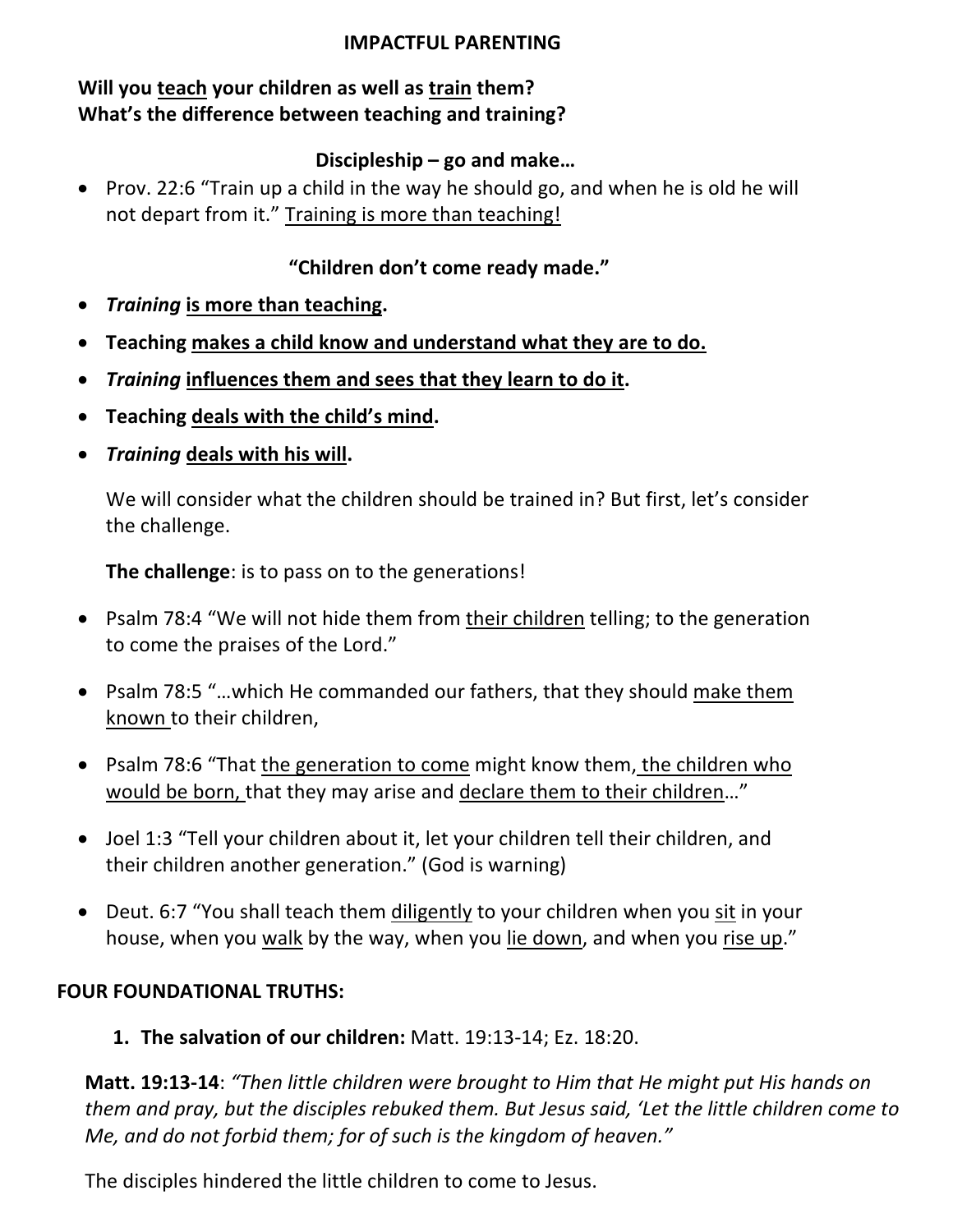# IMPACTFUL PARENTING

**Will you <u>teach</u> your children as well as <u>train</u> them?**
**What's the difference between teaching and training?**

**Discipleship – go and make…**

- Prov. 22:6 "Train up a child in the way he should go, and when he is old he will not depart from it." <u>Training is more than teaching!</u>

**"Children don't come ready made."**

- ***Training*** **<u>is more than teaching</u>.**
- **Teaching <u>makes a child know and understand what they are to do.</u>**
- ***Training*** **<u>influences them and sees that they learn to do it</u>.**
- **Teaching <u>deals with the child's mind</u>.**
- ***Training*** **<u>deals with his will</u>.**

We will consider what the children should be trained in? But first, let's consider the challenge.

**The challenge**: is to pass on to the generations!

- Psalm 78:4 "We will not hide them from <u>their children</u> telling; to the generation to come the praises of the Lord."
- Psalm 78:5 "…which He commanded our fathers, that they should <u>make them known</u> to their children,
- Psalm 78:6 "That <u>the generation to come</u> might know them, <u>the children who would be born,</u> that they may arise and <u>declare them to their children</u>…"
- Joel 1:3 "Tell your children about it, let your children tell their children, and their children another generation." (God is warning)
- Deut. 6:7 "You shall teach them <u>diligently</u> to your children when you <u>sit</u> in your house, when you <u>walk</u> by the way, when you <u>lie down</u>, and when you <u>rise up</u>."

## FOUR FOUNDATIONAL TRUTHS:

1. **The salvation of our children:** Matt. 19:13-14; Ez. 18:20.

**Matt. 19:13-14**: *"Then little children were brought to Him that He might put His hands on them and pray, but the disciples rebuked them. But Jesus said, 'Let the little children come to Me, and do not forbid them; for of such is the kingdom of heaven."*

The disciples hindered the little children to come to Jesus.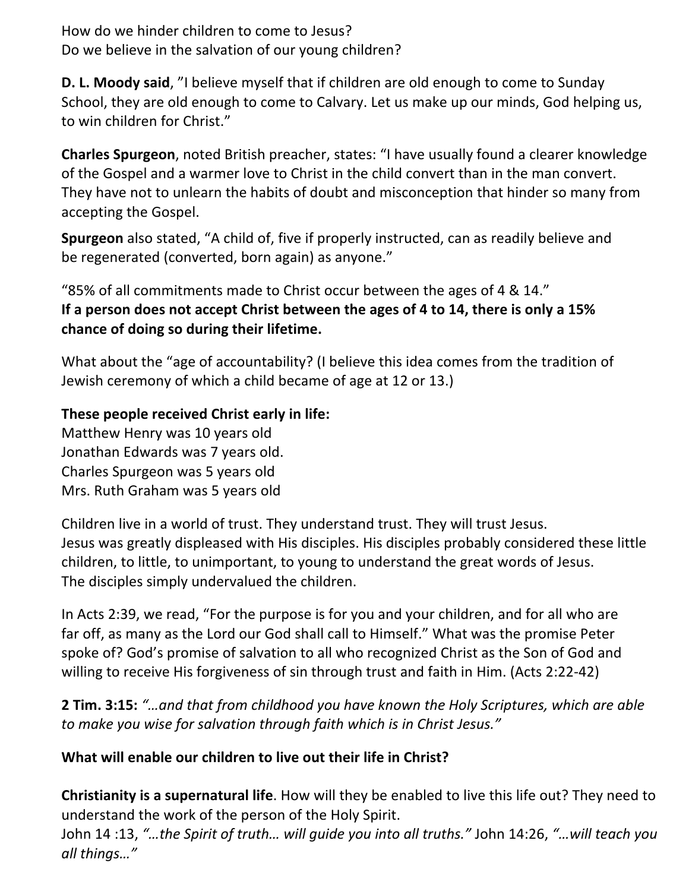How do we hinder children to come to Jesus?
Do we believe in the salvation of our young children?

**D. L. Moody said**, "I believe myself that if children are old enough to come to Sunday School, they are old enough to come to Calvary. Let us make up our minds, God helping us, to win children for Christ."

**Charles Spurgeon**, noted British preacher, states: "I have usually found a clearer knowledge of the Gospel and a warmer love to Christ in the child convert than in the man convert. They have not to unlearn the habits of doubt and misconception that hinder so many from accepting the Gospel.

**Spurgeon** also stated, "A child of, five if properly instructed, can as readily believe and be regenerated (converted, born again) as anyone."

"85% of all commitments made to Christ occur between the ages of 4 & 14."
**If a person does not accept Christ between the ages of 4 to 14, there is only a 15% chance of doing so during their lifetime.**

What about the "age of accountability? (I believe this idea comes from the tradition of Jewish ceremony of which a child became of age at 12 or 13.)

**These people received Christ early in life:**
Matthew Henry was 10 years old
Jonathan Edwards was 7 years old.
Charles Spurgeon was 5 years old
Mrs. Ruth Graham was 5 years old

Children live in a world of trust. They understand trust. They will trust Jesus.
Jesus was greatly displeased with His disciples. His disciples probably considered these little children, to little, to unimportant, to young to understand the great words of Jesus.
The disciples simply undervalued the children.

In Acts 2:39, we read, "For the purpose is for you and your children, and for all who are far off, as many as the Lord our God shall call to Himself." What was the promise Peter spoke of? God's promise of salvation to all who recognized Christ as the Son of God and willing to receive His forgiveness of sin through trust and faith in Him. (Acts 2:22-42)

**2 Tim. 3:15:** *"…and that from childhood you have known the Holy Scriptures, which are able to make you wise for salvation through faith which is in Christ Jesus."*

**What will enable our children to live out their life in Christ?**

**Christianity is a supernatural life**. How will they be enabled to live this life out? They need to understand the work of the person of the Holy Spirit.
John 14 :13, *"…the Spirit of truth… will guide you into all truths."* John 14:26, *"…will teach you all things…"*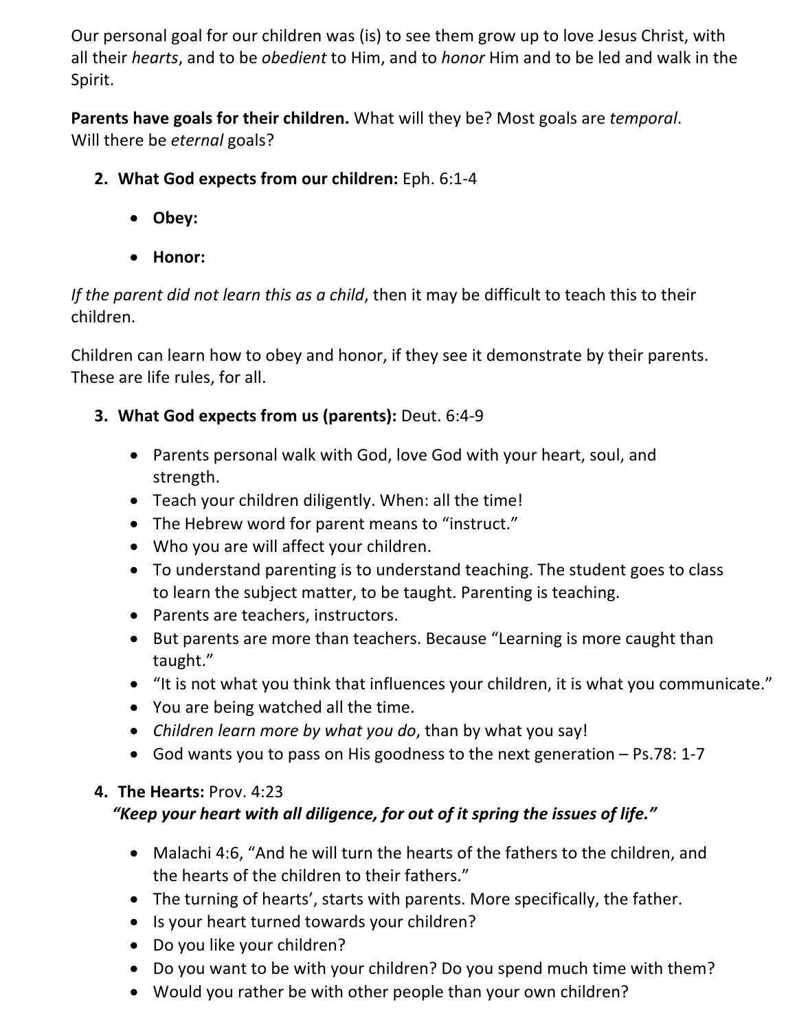Our personal goal for our children was (is) to see them grow up to love Jesus Christ, with all their *hearts*, and to be *obedient* to Him, and to *honor* Him and to be led and walk in the Spirit.

**Parents have goals for their children.** What will they be? Most goals are *temporal*. Will there be *eternal* goals?

2. **What God expects from our children:** Eph. 6:1-4

    - **Obey:**

    - **Honor:**

*If the parent did not learn this as a child*, then it may be difficult to teach this to their children.

Children can learn how to obey and honor, if they see it demonstrate by their parents. These are life rules, for all.

3. **What God expects from us (parents):** Deut. 6:4-9

    - Parents personal walk with God, love God with your heart, soul, and strength.
    - Teach your children diligently. When: all the time!
    - The Hebrew word for parent means to "instruct."
    - Who you are will affect your children.
    - To understand parenting is to understand teaching. The student goes to class to learn the subject matter, to be taught. Parenting is teaching.
    - Parents are teachers, instructors.
    - But parents are more than teachers. Because "Learning is more caught than taught."
    - "It is not what you think that influences your children, it is what you communicate."
    - You are being watched all the time.
    - *Children learn more by what you do*, than by what you say!
    - God wants you to pass on His goodness to the next generation – Ps.78: 1-7

4. **The Hearts:** Prov. 4:23
   ***"Keep your heart with all diligence, for out of it spring the issues of life."***

    - Malachi 4:6, "And he will turn the hearts of the fathers to the children, and the hearts of the children to their fathers."
    - The turning of hearts', starts with parents. More specifically, the father.
    - Is your heart turned towards your children?
    - Do you like your children?
    - Do you want to be with your children? Do you spend much time with them?
    - Would you rather be with other people than your own children?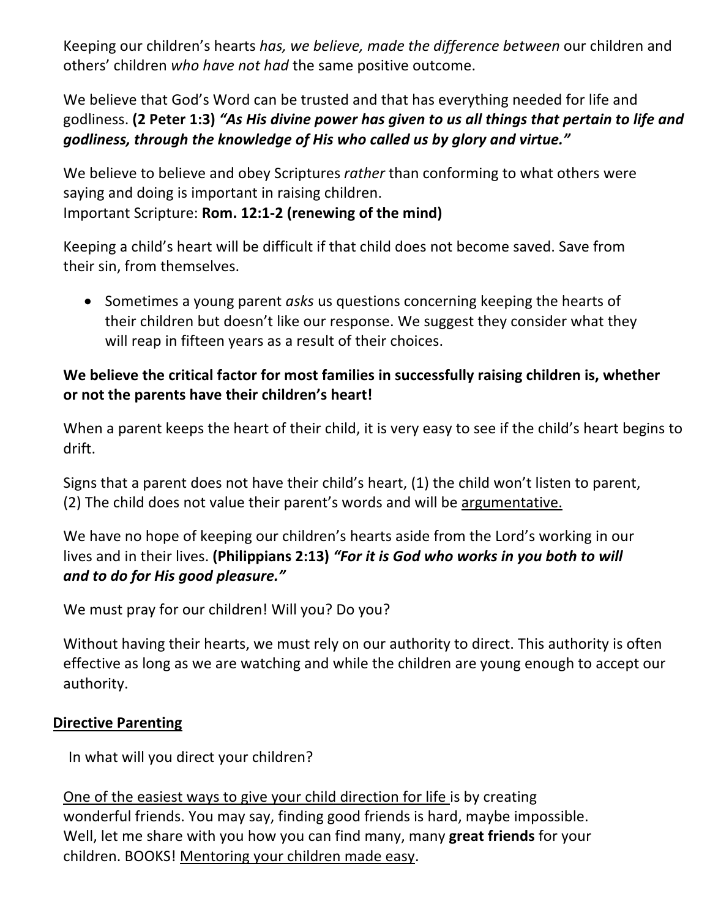Keeping our children's hearts *has, we believe, made the difference between* our children and others' children *who have not had* the same positive outcome.

We believe that God's Word can be trusted and that has everything needed for life and godliness. **(2 Peter 1:3)** ***"As His divine power has given to us all things that pertain to life and godliness, through the knowledge of His who called us by glory and virtue."***

We believe to believe and obey Scriptures *rather* than conforming to what others were saying and doing is important in raising children.
Important Scripture: **Rom. 12:1-2 (renewing of the mind)**

Keeping a child's heart will be difficult if that child does not become saved. Save from their sin, from themselves.

- Sometimes a young parent *asks* us questions concerning keeping the hearts of their children but doesn't like our response. We suggest they consider what they will reap in fifteen years as a result of their choices.

**We believe the critical factor for most families in successfully raising children is, whether or not the parents have their children's heart!**

When a parent keeps the heart of their child, it is very easy to see if the child's heart begins to drift.

Signs that a parent does not have their child's heart, (1) the child won't listen to parent, (2) The child does not value their parent's words and will be <u>argumentative.</u>

We have no hope of keeping our children's hearts aside from the Lord's working in our lives and in their lives. **(Philippians 2:13)** ***"For it is God who works in you both to will and to do for His good pleasure."***

We must pray for our children! Will you? Do you?

Without having their hearts, we must rely on our authority to direct. This authority is often effective as long as we are watching and while the children are young enough to accept our authority.

## <u>Directive Parenting</u>

In what will you direct your children?

<u>One of the easiest ways to give your child direction for life</u> is by creating wonderful friends. You may say, finding good friends is hard, maybe impossible. Well, let me share with you how you can find many, many **great friends** for your children. BOOKS! <u>Mentoring your children made easy</u>.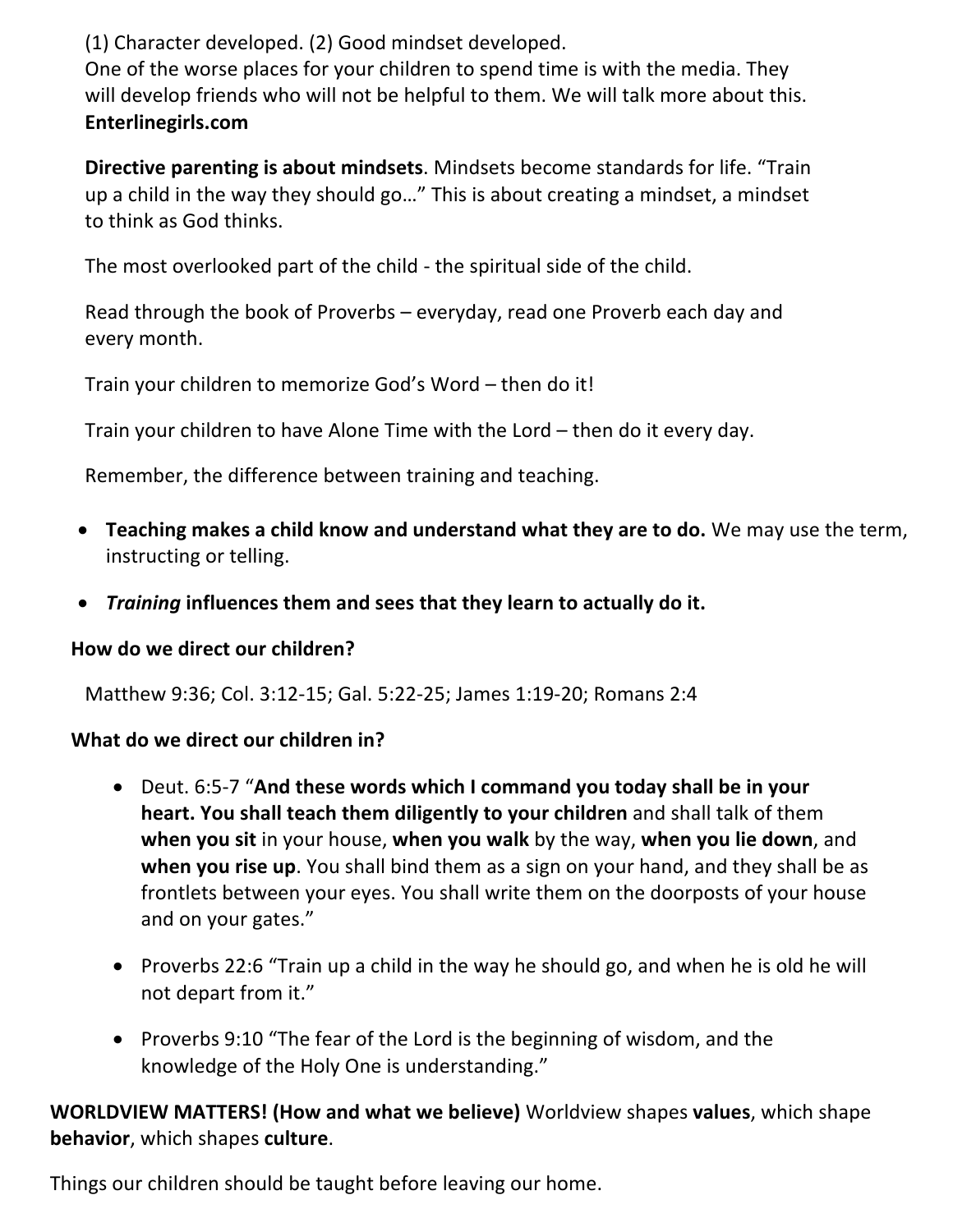(1) Character developed. (2) Good mindset developed.
One of the worse places for your children to spend time is with the media. They will develop friends who will not be helpful to them. We will talk more about this.
**Enterlinegirls.com**

**Directive parenting is about mindsets**. Mindsets become standards for life. "Train up a child in the way they should go…" This is about creating a mindset, a mindset to think as God thinks.

The most overlooked part of the child - the spiritual side of the child.

Read through the book of Proverbs – everyday, read one Proverb each day and every month.

Train your children to memorize God's Word – then do it!

Train your children to have Alone Time with the Lord – then do it every day.

Remember, the difference between training and teaching.

- **Teaching makes a child know and understand what they are to do.** We may use the term, instructing or telling.
- ***Training* influences them and sees that they learn to actually do it.**

**How do we direct our children?**

Matthew 9:36; Col. 3:12-15; Gal. 5:22-25; James 1:19-20; Romans 2:4

**What do we direct our children in?**

- Deut. 6:5-7 "**And these words which I command you today shall be in your heart. You shall teach them diligently to your children** and shall talk of them **when you sit** in your house, **when you walk** by the way, **when you lie down**, and **when you rise up**. You shall bind them as a sign on your hand, and they shall be as frontlets between your eyes. You shall write them on the doorposts of your house and on your gates."
- Proverbs 22:6 "Train up a child in the way he should go, and when he is old he will not depart from it."
- Proverbs 9:10 "The fear of the Lord is the beginning of wisdom, and the knowledge of the Holy One is understanding."

**WORLDVIEW MATTERS! (How and what we believe)** Worldview shapes **values**, which shape **behavior**, which shapes **culture**.

Things our children should be taught before leaving our home.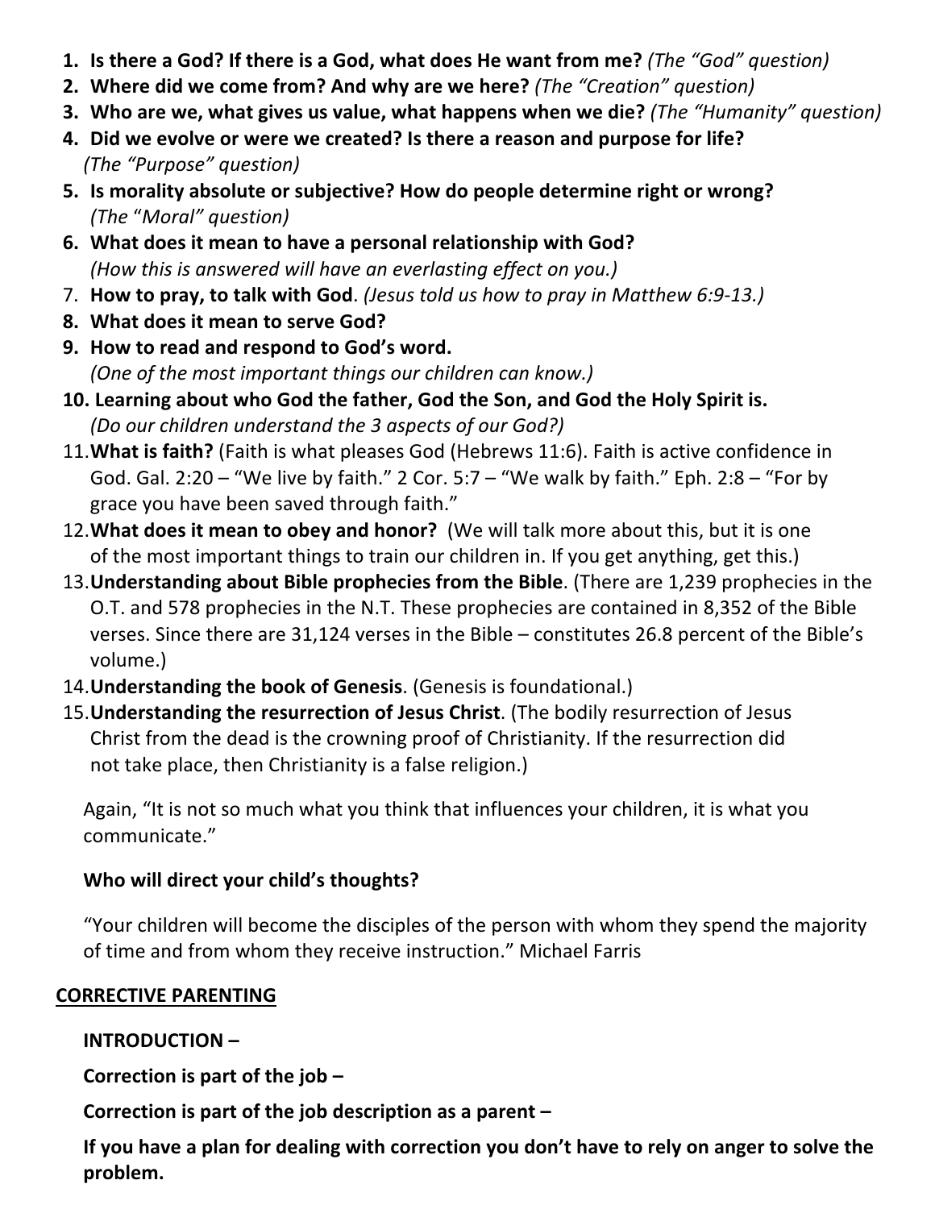1. **Is there a God? If there is a God, what does He want from me?** *(The "God" question)*
2. **Where did we come from? And why are we here?** *(The "Creation" question)*
3. **Who are we, what gives us value, what happens when we die?** *(The "Humanity" question)*
4. **Did we evolve or were we created? Is there a reason and purpose for life?** *(The "Purpose" question)*
5. **Is morality absolute or subjective? How do people determine right or wrong?** *(The "Moral" question)*
6. **What does it mean to have a personal relationship with God?** *(How this is answered will have an everlasting effect on you.)*
7. **How to pray, to talk with God**. *(Jesus told us how to pray in Matthew 6:9-13.)*
8. **What does it mean to serve God?**
9. **How to read and respond to God's word.** *(One of the most important things our children can know.)*
10. **Learning about who God the father, God the Son, and God the Holy Spirit is.** *(Do our children understand the 3 aspects of our God?)*
11. **What is faith?** (Faith is what pleases God (Hebrews 11:6). Faith is active confidence in God. Gal. 2:20 – "We live by faith." 2 Cor. 5:7 – "We walk by faith." Eph. 2:8 – "For by grace you have been saved through faith."
12. **What does it mean to obey and honor?** (We will talk more about this, but it is one of the most important things to train our children in. If you get anything, get this.)
13. **Understanding about Bible prophecies from the Bible**. (There are 1,239 prophecies in the O.T. and 578 prophecies in the N.T. These prophecies are contained in 8,352 of the Bible verses. Since there are 31,124 verses in the Bible – constitutes 26.8 percent of the Bible's volume.)
14. **Understanding the book of Genesis**. (Genesis is foundational.)
15. **Understanding the resurrection of Jesus Christ**. (The bodily resurrection of Jesus Christ from the dead is the crowning proof of Christianity. If the resurrection did not take place, then Christianity is a false religion.)

Again, "It is not so much what you think that influences your children, it is what you communicate."

**Who will direct your child's thoughts?**

"Your children will become the disciples of the person with whom they spend the majority of time and from whom they receive instruction." Michael Farris

## CORRECTIVE PARENTING

**INTRODUCTION –**

**Correction is part of the job –**

**Correction is part of the job description as a parent –**

**If you have a plan for dealing with correction you don't have to rely on anger to solve the problem.**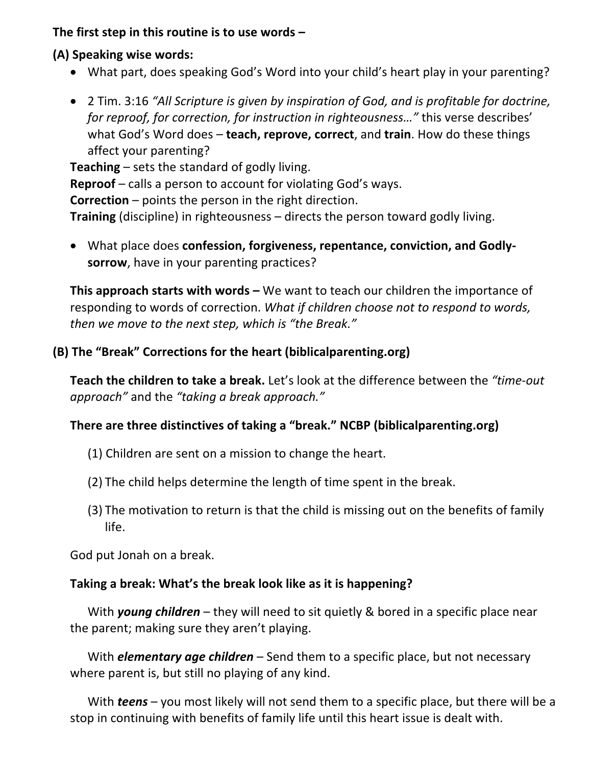**The first step in this routine is to use words –**

**(A) Speaking wise words:**

- What part, does speaking God's Word into your child's heart play in your parenting?

- 2 Tim. 3:16 *"All Scripture is given by inspiration of God, and is profitable for doctrine, for reproof, for correction, for instruction in righteousness…"* this verse describes' what God's Word does – **teach, reprove, correct**, and **train**. How do these things affect your parenting?

**Teaching** – sets the standard of godly living.
**Reproof** – calls a person to account for violating God's ways.
**Correction** – points the person in the right direction.
**Training** (discipline) in righteousness – directs the person toward godly living.

- What place does **confession, forgiveness, repentance, conviction, and Godly-sorrow**, have in your parenting practices?

**This approach starts with words –** We want to teach our children the importance of responding to words of correction. *What if children choose not to respond to words, then we move to the next step, which is "the Break."*

**(B) The "Break" Corrections for the heart (biblicalparenting.org)**

**Teach the children to take a break.** Let's look at the difference between the *"time-out approach"* and the *"taking a break approach."*

**There are three distinctives of taking a "break." NCBP (biblicalparenting.org)**

(1) Children are sent on a mission to change the heart.

(2) The child helps determine the length of time spent in the break.

(3) The motivation to return is that the child is missing out on the benefits of family life.

God put Jonah on a break.

**Taking a break: What's the break look like as it is happening?**

With ***young children*** – they will need to sit quietly & bored in a specific place near the parent; making sure they aren't playing.

With ***elementary age children*** – Send them to a specific place, but not necessary where parent is, but still no playing of any kind.

With ***teens*** – you most likely will not send them to a specific place, but there will be a stop in continuing with benefits of family life until this heart issue is dealt with.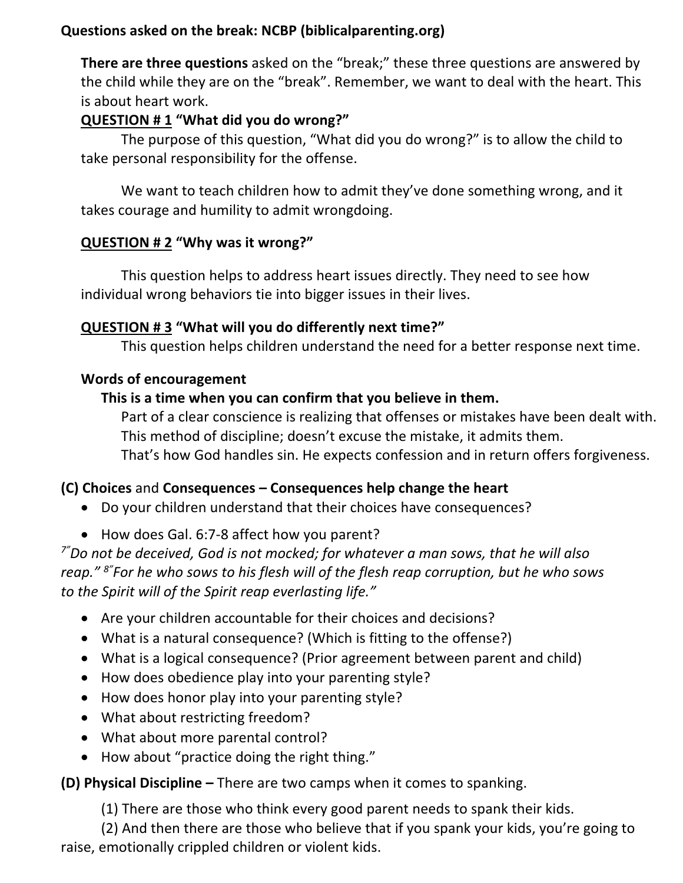**Questions asked on the break: NCBP (biblicalparenting.org)**

**There are three questions** asked on the "break;" these three questions are answered by the child while they are on the "break". Remember, we want to deal with the heart. This is about heart work.

**<u>QUESTION # 1</u> "What did you do wrong?"**

The purpose of this question, "What did you do wrong?" is to allow the child to take personal responsibility for the offense.

We want to teach children how to admit they've done something wrong, and it takes courage and humility to admit wrongdoing.

**<u>QUESTION # 2</u> "Why was it wrong?"**

This question helps to address heart issues directly. They need to see how individual wrong behaviors tie into bigger issues in their lives.

**<u>QUESTION # 3</u> "What will you do differently next time?"**

This question helps children understand the need for a better response next time.

**Words of encouragement**

**This is a time when you can confirm that you believe in them.**

Part of a clear conscience is realizing that offenses or mistakes have been dealt with.
This method of discipline; doesn't excuse the mistake, it admits them.
That's how God handles sin. He expects confession and in return offers forgiveness.

**(C) Choices** and **Consequences – Consequences help change the heart**

- Do your children understand that their choices have consequences?
- How does Gal. 6:7-8 affect how you parent?

*[7]"Do not be deceived, God is not mocked; for whatever a man sows, that he will also reap." [8]"For he who sows to his flesh will of the flesh reap corruption, but he who sows to the Spirit will of the Spirit reap everlasting life."*

- Are your children accountable for their choices and decisions?
- What is a natural consequence? (Which is fitting to the offense?)
- What is a logical consequence? (Prior agreement between parent and child)
- How does obedience play into your parenting style?
- How does honor play into your parenting style?
- What about restricting freedom?
- What about more parental control?
- How about "practice doing the right thing."

**(D) Physical Discipline –** There are two camps when it comes to spanking.

(1) There are those who think every good parent needs to spank their kids.

(2) And then there are those who believe that if you spank your kids, you're going to raise, emotionally crippled children or violent kids.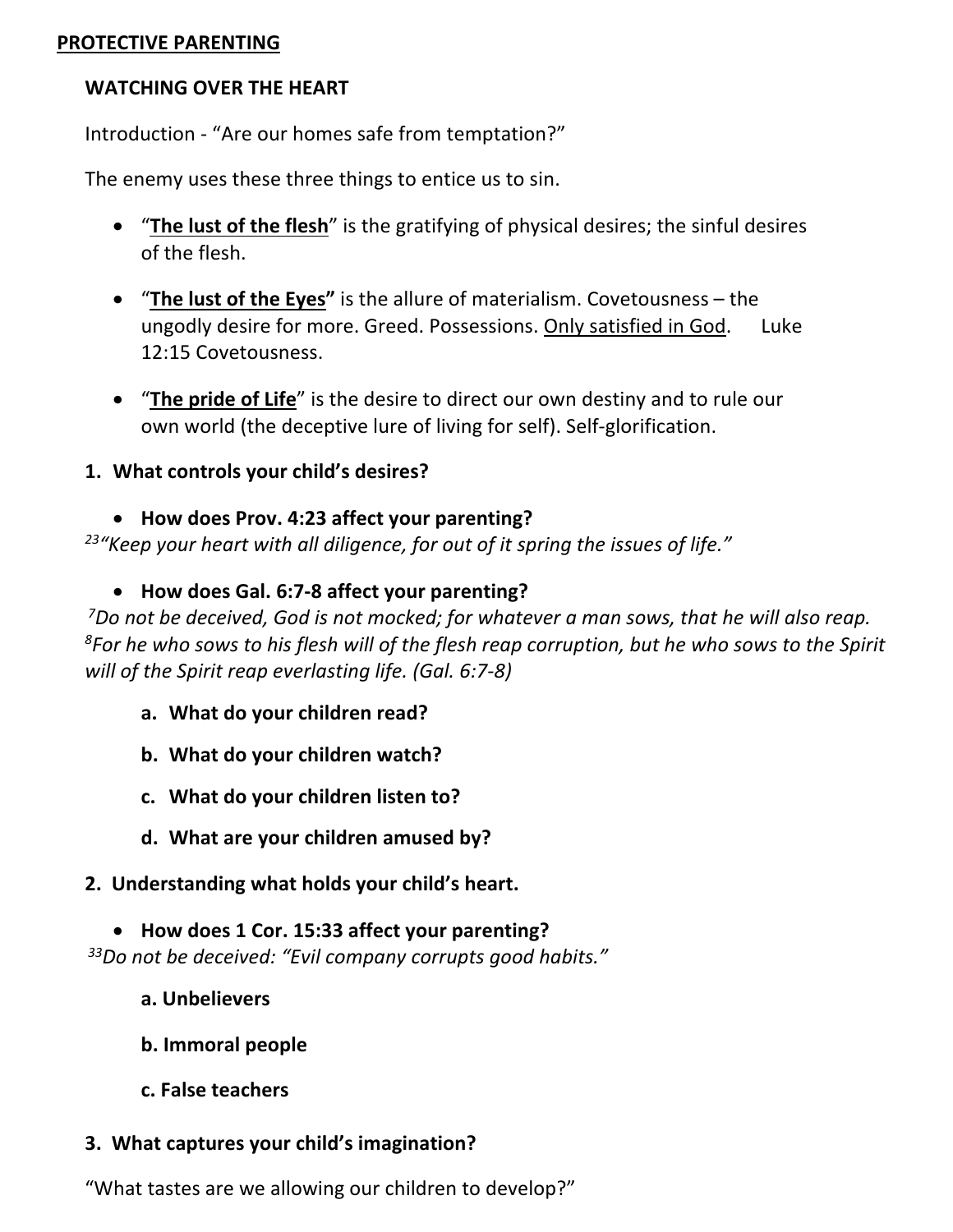**<u>PROTECTIVE PARENTING</u>**

## WATCHING OVER THE HEART

Introduction - "Are our homes safe from temptation?"

The enemy uses these three things to entice us to sin.

- "**<u>The lust of the flesh</u>**" is the gratifying of physical desires; the sinful desires of the flesh.
- "**<u>The lust of the Eyes</u>"** is the allure of materialism. Covetousness – the ungodly desire for more. Greed. Possessions. <u>Only satisfied in God</u>. Luke 12:15 Covetousness.
- "**<u>The pride of Life</u>**" is the desire to direct our own destiny and to rule our own world (the deceptive lure of living for self). Self-glorification.

**1. What controls your child's desires?**

- **How does Prov. 4:23 affect your parenting?**

*[23]"Keep your heart with all diligence, for out of it spring the issues of life."*

- **How does Gal. 6:7-8 affect your parenting?**

*[7]Do not be deceived, God is not mocked; for whatever a man sows, that he will also reap. [8]For he who sows to his flesh will of the flesh reap corruption, but he who sows to the Spirit will of the Spirit reap everlasting life. (Gal. 6:7-8)*

**a. What do your children read?**

**b. What do your children watch?**

**c. What do your children listen to?**

**d. What are your children amused by?**

**2. Understanding what holds your child's heart.**

- **How does 1 Cor. 15:33 affect your parenting?**

*[33]Do not be deceived: "Evil company corrupts good habits."*

**a. Unbelievers**

**b. Immoral people**

**c. False teachers**

**3. What captures your child's imagination?**

"What tastes are we allowing our children to develop?"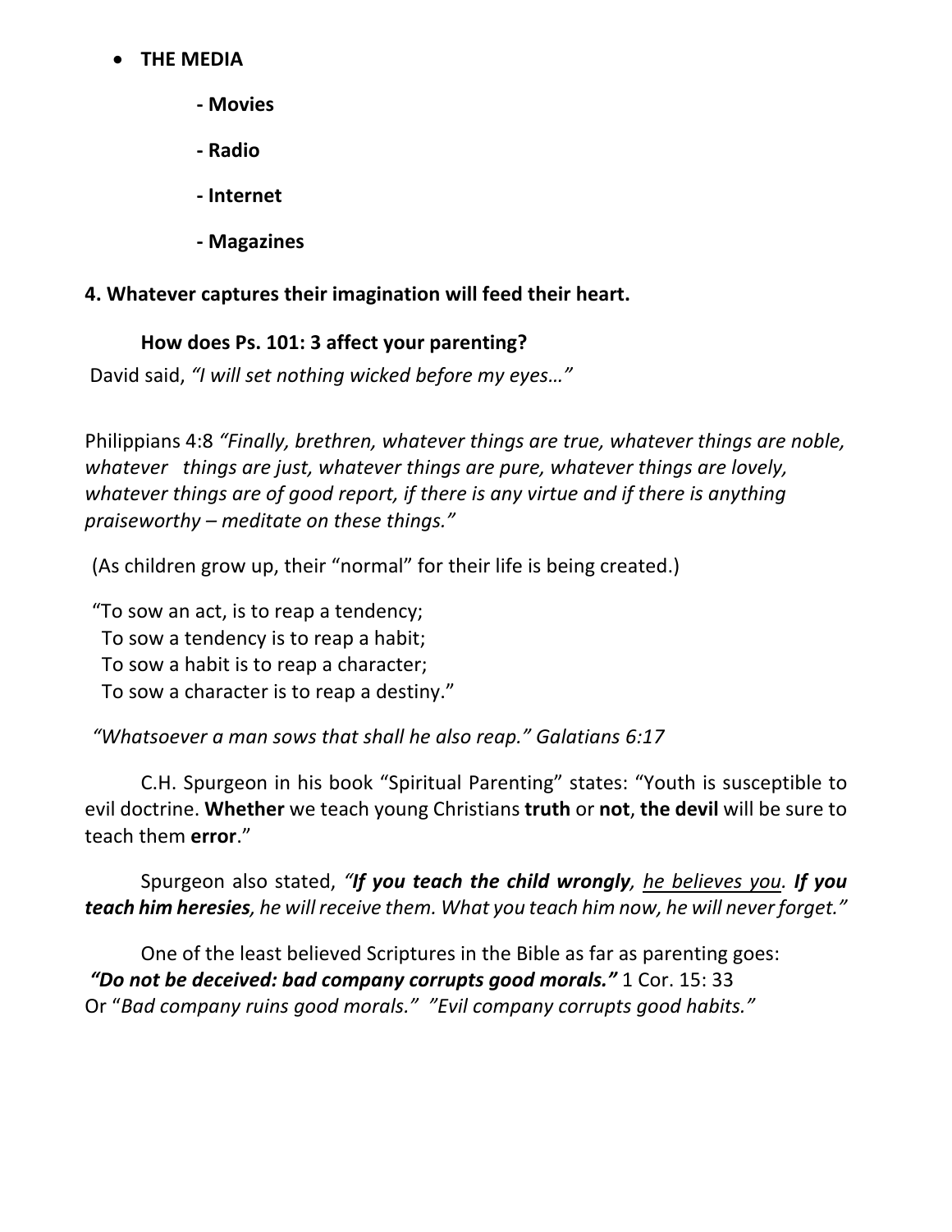- **THE MEDIA**
  - **- Movies**
  - **- Radio**
  - **- Internet**
  - **- Magazines**

**4. Whatever captures their imagination will feed their heart.**

**How does Ps. 101: 3 affect your parenting?**

David said, *"I will set nothing wicked before my eyes…"*

Philippians 4:8 *"Finally, brethren, whatever things are true, whatever things are noble, whatever things are just, whatever things are pure, whatever things are lovely, whatever things are of good report, if there is any virtue and if there is anything praiseworthy – meditate on these things."*

(As children grow up, their "normal" for their life is being created.)

"To sow an act, is to reap a tendency;
To sow a tendency is to reap a habit;
To sow a habit is to reap a character;
To sow a character is to reap a destiny."

*"Whatsoever a man sows that shall he also reap." Galatians 6:17*

C.H. Spurgeon in his book "Spiritual Parenting" states: "Youth is susceptible to evil doctrine. **Whether** we teach young Christians **truth** or **not**, **the devil** will be sure to teach them **error**."

Spurgeon also stated, ***"If you teach the child wrongly**, <u>he believes you</u>. **If you teach him heresies,** he will receive them. What you teach him now, he will never forget."*

One of the least believed Scriptures in the Bible as far as parenting goes:
***"Do not be deceived: bad company corrupts good morals."*** 1 Cor. 15: 33
Or "*Bad company ruins good morals." "Evil company corrupts good habits."*